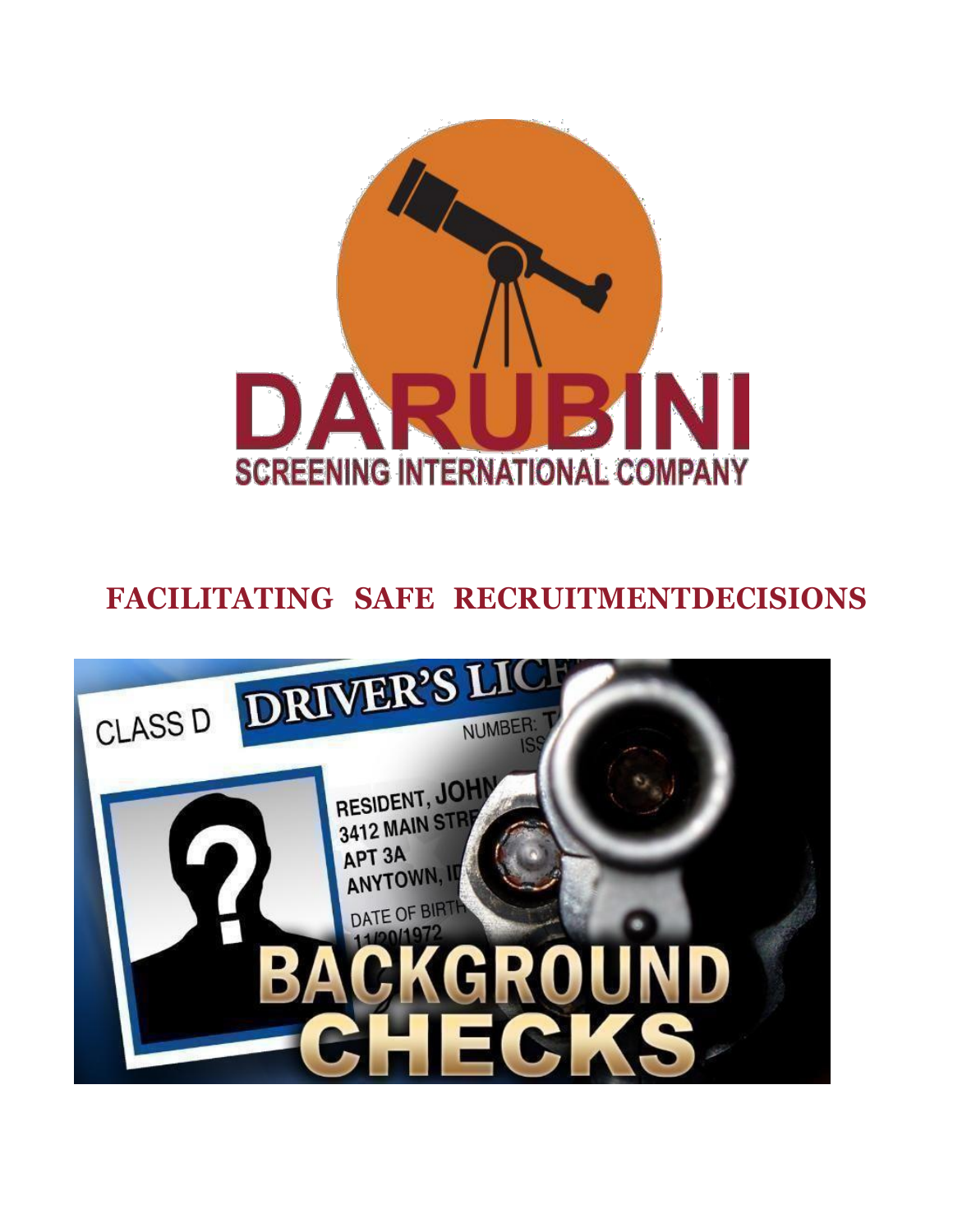# DARUBINI

## SCREENING INTERNATIONAL COMPANY

## FACILITATING SAFE RECRUITMENTDECISIONS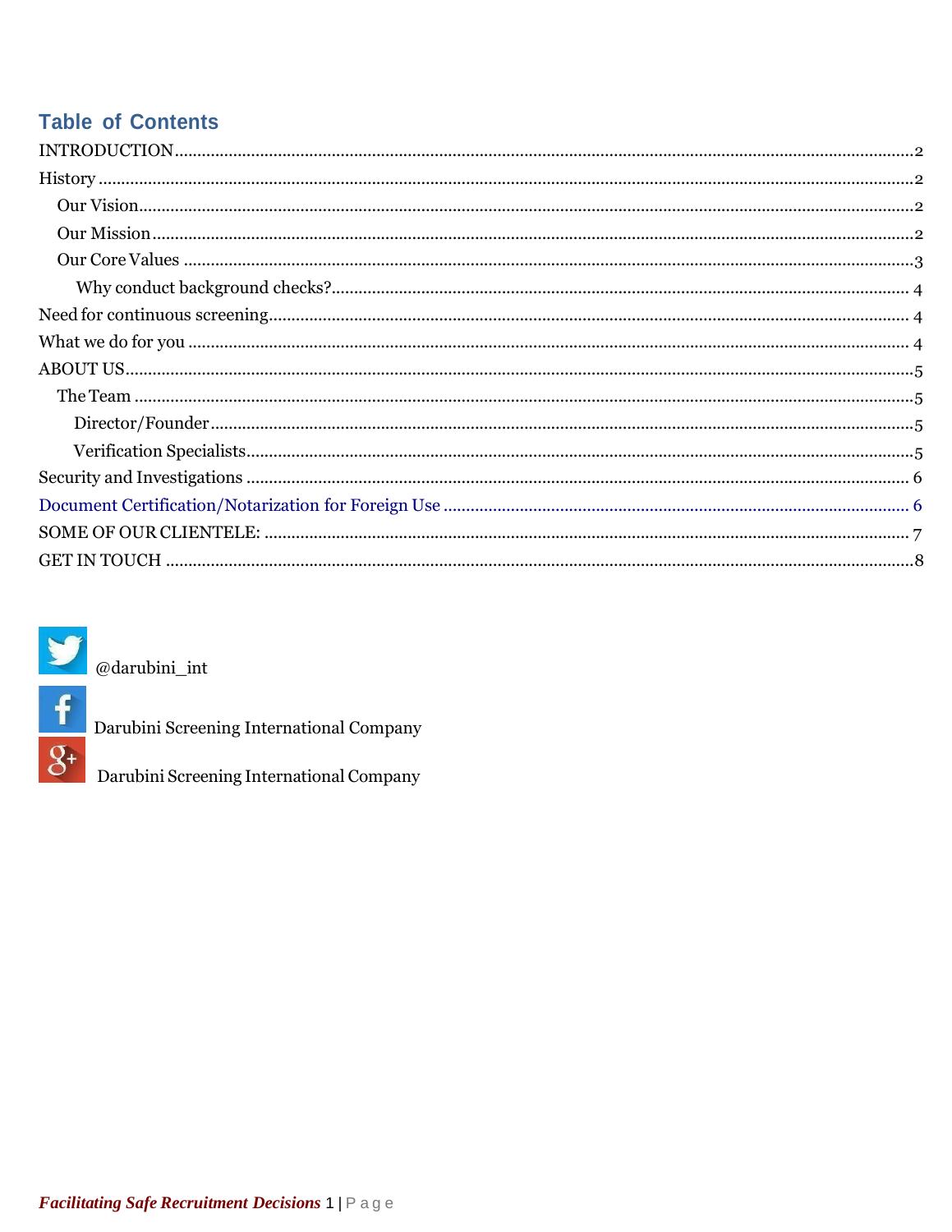## Table of Contents

INTRODUCTION....2
History....2
  Our Vision....2
  Our Mission....2
  Our Core Values....3
    Why conduct background checks?....4
Need for continuous screening....4
What we do for you....4
ABOUT US....5
  The Team....5
    Director/Founder....5
    Verification Specialists....5
Security and Investigations....6
Document Certification/Notarization for Foreign Use....6
SOME OF OUR CLIENTELE:....7
GET IN TOUCH....8

@darubini_int

Darubini Screening International Company

Darubini Screening International Company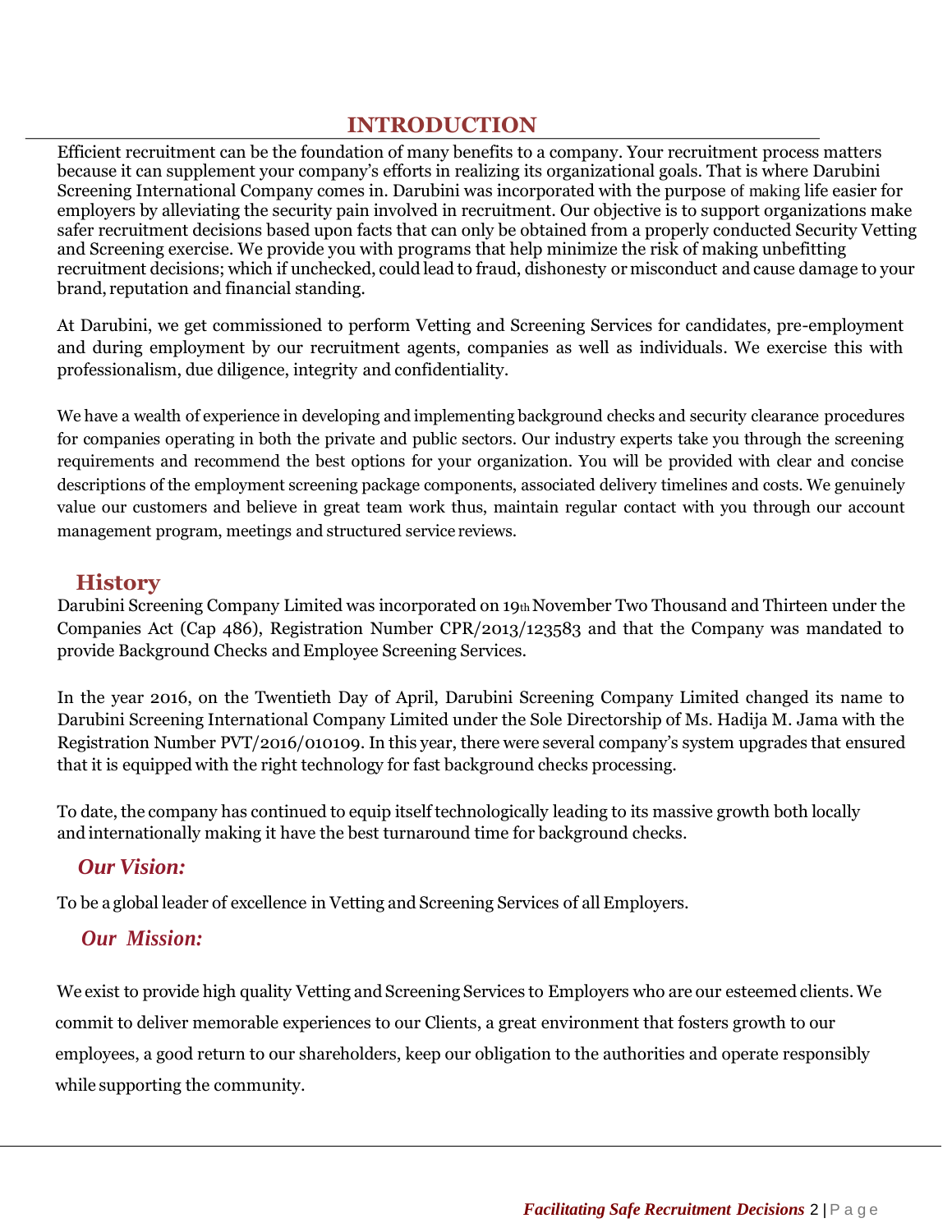# INTRODUCTION

Efficient recruitment can be the foundation of many benefits to a company. Your recruitment process matters because it can supplement your company's efforts in realizing its organizational goals. That is where Darubini Screening International Company comes in. Darubini was incorporated with the purpose of making life easier for employers by alleviating the security pain involved in recruitment. Our objective is to support organizations make safer recruitment decisions based upon facts that can only be obtained from a properly conducted Security Vetting and Screening exercise. We provide you with programs that help minimize the risk of making unbefitting recruitment decisions; which if unchecked, could lead to fraud, dishonesty or misconduct and cause damage to your brand, reputation and financial standing.

At Darubini, we get commissioned to perform Vetting and Screening Services for candidates, pre-employment and during employment by our recruitment agents, companies as well as individuals. We exercise this with professionalism, due diligence, integrity and confidentiality.

We have a wealth of experience in developing and implementing background checks and security clearance procedures for companies operating in both the private and public sectors. Our industry experts take you through the screening requirements and recommend the best options for your organization. You will be provided with clear and concise descriptions of the employment screening package components, associated delivery timelines and costs. We genuinely value our customers and believe in great team work thus, maintain regular contact with you through our account management program, meetings and structured service reviews.

## History

Darubini Screening Company Limited was incorporated on 19th November Two Thousand and Thirteen under the Companies Act (Cap 486), Registration Number CPR/2013/123583 and that the Company was mandated to provide Background Checks and Employee Screening Services.

In the year 2016, on the Twentieth Day of April, Darubini Screening Company Limited changed its name to Darubini Screening International Company Limited under the Sole Directorship of Ms. Hadija M. Jama with the Registration Number PVT/2016/010109. In this year, there were several company's system upgrades that ensured that it is equipped with the right technology for fast background checks processing.

To date, the company has continued to equip itself technologically leading to its massive growth both locally and internationally making it have the best turnaround time for background checks.

### *Our Vision:*

To be a global leader of excellence in Vetting and Screening Services of all Employers.

### *Our Mission:*

We exist to provide high quality Vetting and Screening Services to Employers who are our esteemed clients. We commit to deliver memorable experiences to our Clients, a great environment that fosters growth to our employees, a good return to our shareholders, keep our obligation to the authorities and operate responsibly while supporting the community.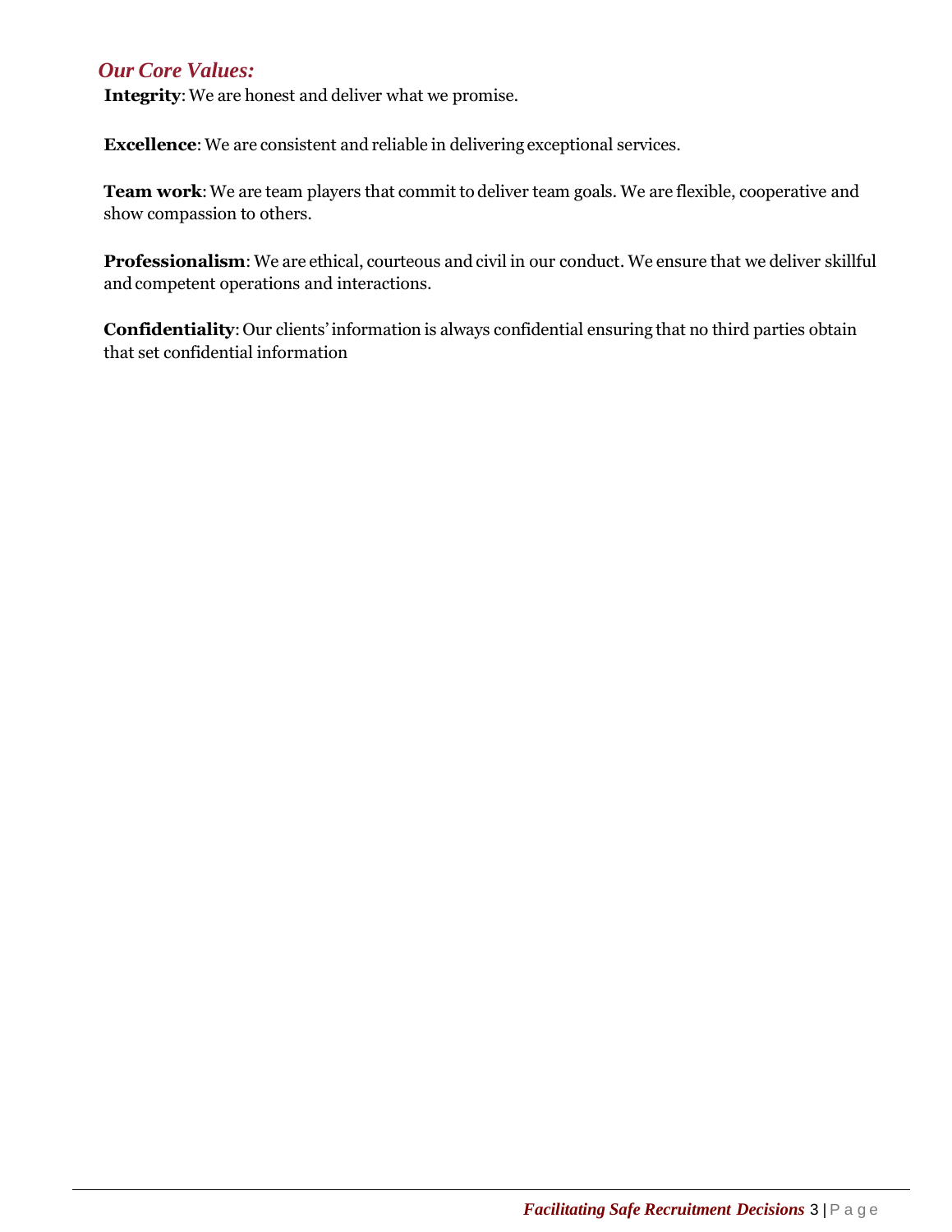## *Our Core Values:*

**Integrity**: We are honest and deliver what we promise.

**Excellence**: We are consistent and reliable in delivering exceptional services.

**Team work**: We are team players that commit to deliver team goals. We are flexible, cooperative and show compassion to others.

**Professionalism**: We are ethical, courteous and civil in our conduct. We ensure that we deliver skillful and competent operations and interactions.

**Confidentiality**: Our clients' information is always confidential ensuring that no third parties obtain that set confidential information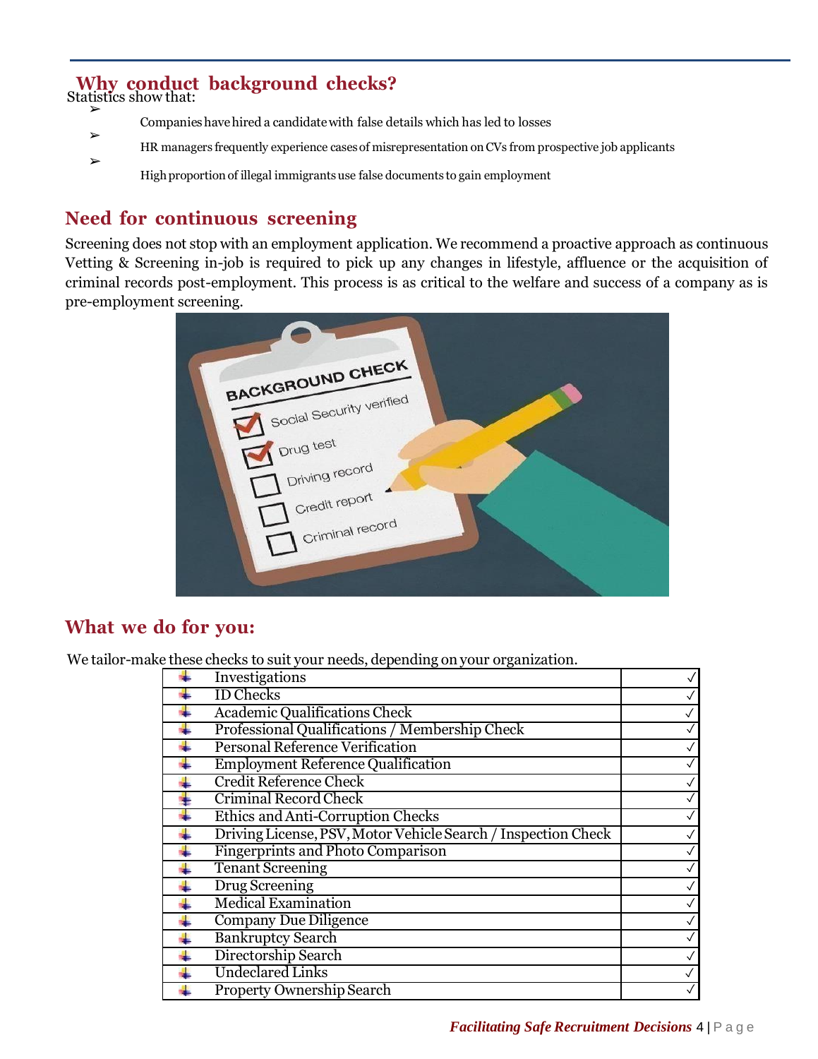## Why conduct background checks?

Statistics show that:

- Companies have hired a candidate with false details which has led to losses
- HR managers frequently experience cases of misrepresentation on CVs from prospective job applicants
- High proportion of illegal immigrants use false documents to gain employment

## Need for continuous screening

Screening does not stop with an employment application. We recommend a proactive approach as continuous Vetting & Screening in-job is required to pick up any changes in lifestyle, affluence or the acquisition of criminal records post-employment. This process is as critical to the welfare and success of a company as is pre-employment screening.

## What we do for you:

We tailor-make these checks to suit your needs, depending on your organization.

| Service | |
|---|---|
| Investigations | ✓ |
| ID Checks | ✓ |
| Academic Qualifications Check | ✓ |
| Professional Qualifications / Membership Check | ✓ |
| Personal Reference Verification | ✓ |
| Employment Reference Qualification | ✓ |
| Credit Reference Check | ✓ |
| Criminal Record Check | ✓ |
| Ethics and Anti-Corruption Checks | ✓ |
| Driving License, PSV, Motor Vehicle Search / Inspection Check | ✓ |
| Fingerprints and Photo Comparison | ✓ |
| Tenant Screening | ✓ |
| Drug Screening | ✓ |
| Medical Examination | ✓ |
| Company Due Diligence | ✓ |
| Bankruptcy Search | ✓ |
| Directorship Search | ✓ |
| Undeclared Links | ✓ |
| Property Ownership Search | ✓ |

*Facilitating Safe Recruitment Decisions*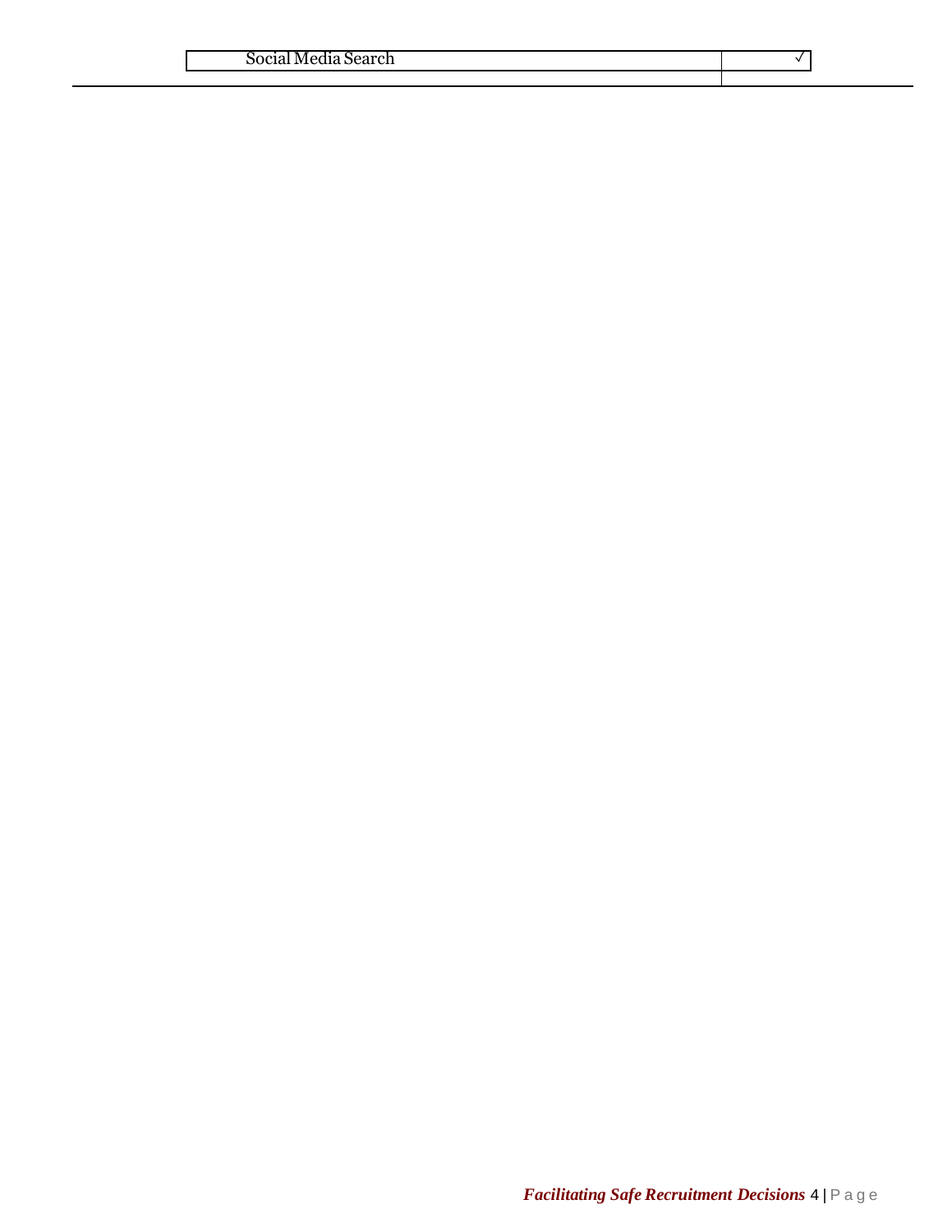| Social Media Search | ✓ |
| --- | --- |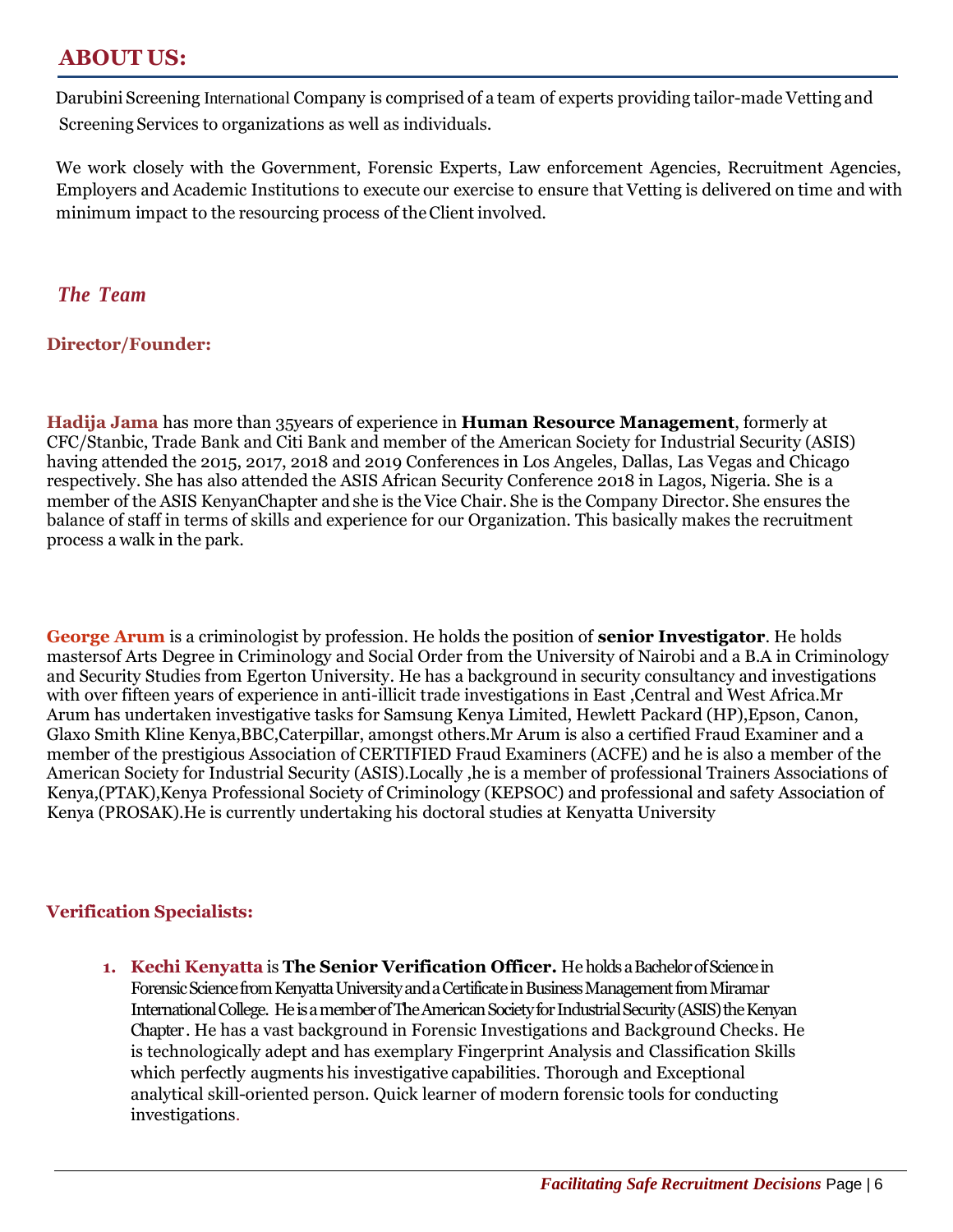## ABOUT US:

Darubini Screening International Company is comprised of a team of experts providing tailor-made Vetting and Screening Services to organizations as well as individuals.

We work closely with the Government, Forensic Experts, Law enforcement Agencies, Recruitment Agencies, Employers and Academic Institutions to execute our exercise to ensure that Vetting is delivered on time and with minimum impact to the resourcing process of the Client involved.

### *The Team*

#### Director/Founder:

**Hadija Jama** has more than 35years of experience in **Human Resource Management**, formerly at CFC/Stanbic, Trade Bank and Citi Bank and member of the American Society for Industrial Security (ASIS) having attended the 2015, 2017, 2018 and 2019 Conferences in Los Angeles, Dallas, Las Vegas and Chicago respectively. She has also attended the ASIS African Security Conference 2018 in Lagos, Nigeria. She is a member of the ASIS KenyanChapter and she is the Vice Chair. She is the Company Director. She ensures the balance of staff in terms of skills and experience for our Organization. This basically makes the recruitment process a walk in the park.

**George Arum** is a criminologist by profession. He holds the position of **senior Investigator**. He holds mastersof Arts Degree in Criminology and Social Order from the University of Nairobi and a B.A in Criminology and Security Studies from Egerton University. He has a background in security consultancy and investigations with over fifteen years of experience in anti-illicit trade investigations in East ,Central and West Africa.Mr Arum has undertaken investigative tasks for Samsung Kenya Limited, Hewlett Packard (HP),Epson, Canon, Glaxo Smith Kline Kenya,BBC,Caterpillar, amongst others.Mr Arum is also a certified Fraud Examiner and a member of the prestigious Association of CERTIFIED Fraud Examiners (ACFE) and he is also a member of the American Society for Industrial Security (ASIS).Locally ,he is a member of professional Trainers Associations of Kenya,(PTAK),Kenya Professional Society of Criminology (KEPSOC) and professional and safety Association of Kenya (PROSAK).He is currently undertaking his doctoral studies at Kenyatta University

#### Verification Specialists:

1. **Kechi Kenyatta** is **The Senior Verification Officer.** He holds a Bachelor of Science in Forensic Science from Kenyatta University and a Certificate in Business Management from Miramar International College. He is a member of The American Society for Industrial Security (ASIS) the Kenyan Chapter. He has a vast background in Forensic Investigations and Background Checks. He is technologically adept and has exemplary Fingerprint Analysis and Classification Skills which perfectly augments his investigative capabilities. Thorough and Exceptional analytical skill-oriented person. Quick learner of modern forensic tools for conducting investigations.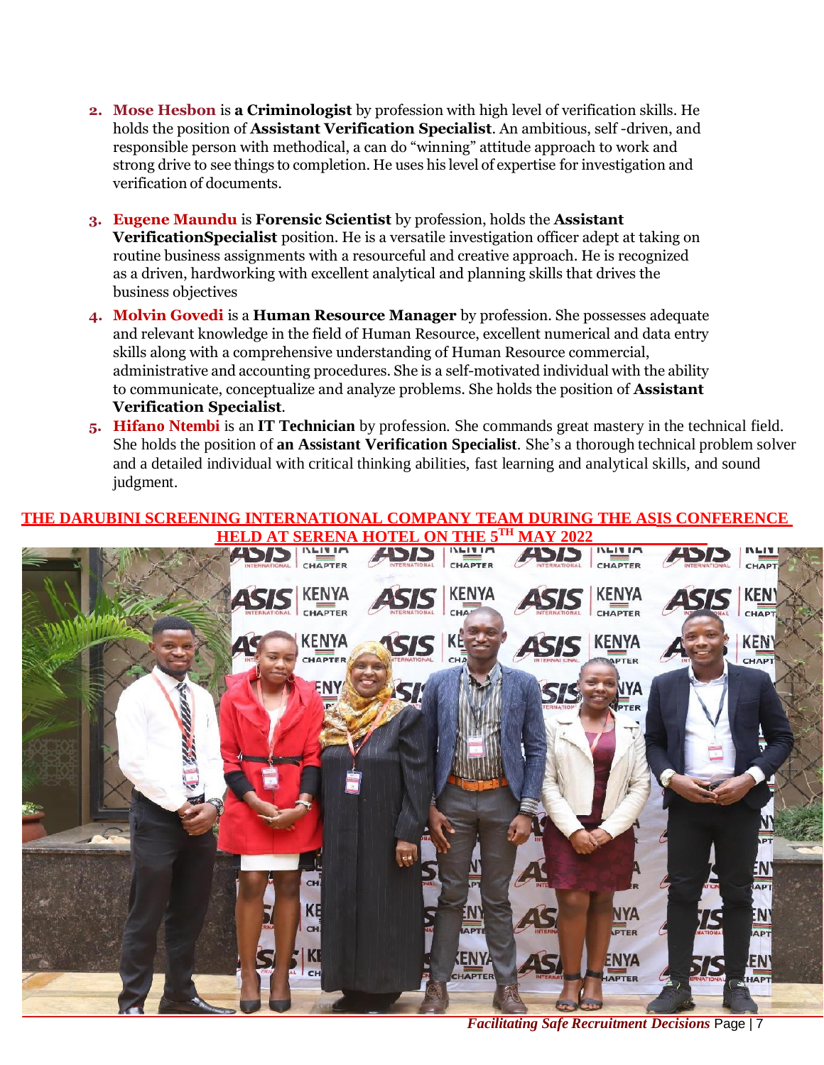2. **Mose Hesbon** is **a Criminologist** by profession with high level of verification skills. He holds the position of **Assistant Verification Specialist**. An ambitious, self -driven, and responsible person with methodical, a can do "winning" attitude approach to work and strong drive to see things to completion. He uses his level of expertise for investigation and verification of documents.

3. **Eugene Maundu** is **Forensic Scientist** by profession, holds the **Assistant VerificationSpecialist** position. He is a versatile investigation officer adept at taking on routine business assignments with a resourceful and creative approach. He is recognized as a driven, hardworking with excellent analytical and planning skills that drives the business objectives

4. **Molvin Govedi** is a **Human Resource Manager** by profession. She possesses adequate and relevant knowledge in the field of Human Resource, excellent numerical and data entry skills along with a comprehensive understanding of Human Resource commercial, administrative and accounting procedures. She is a self-motivated individual with the ability to communicate, conceptualize and analyze problems. She holds the position of **Assistant Verification Specialist**.

5. **Hifano Ntembi** is an **IT Technician** by profession. She commands great mastery in the technical field. She holds the position of **an Assistant Verification Specialist**. She's a thorough technical problem solver and a detailed individual with critical thinking abilities, fast learning and analytical skills, and sound judgment.

**THE DARUBINI SCREENING INTERNATIONAL COMPANY TEAM DURING THE ASIS CONFERENCE HELD AT SERENA HOTEL ON THE 5TH MAY 2022**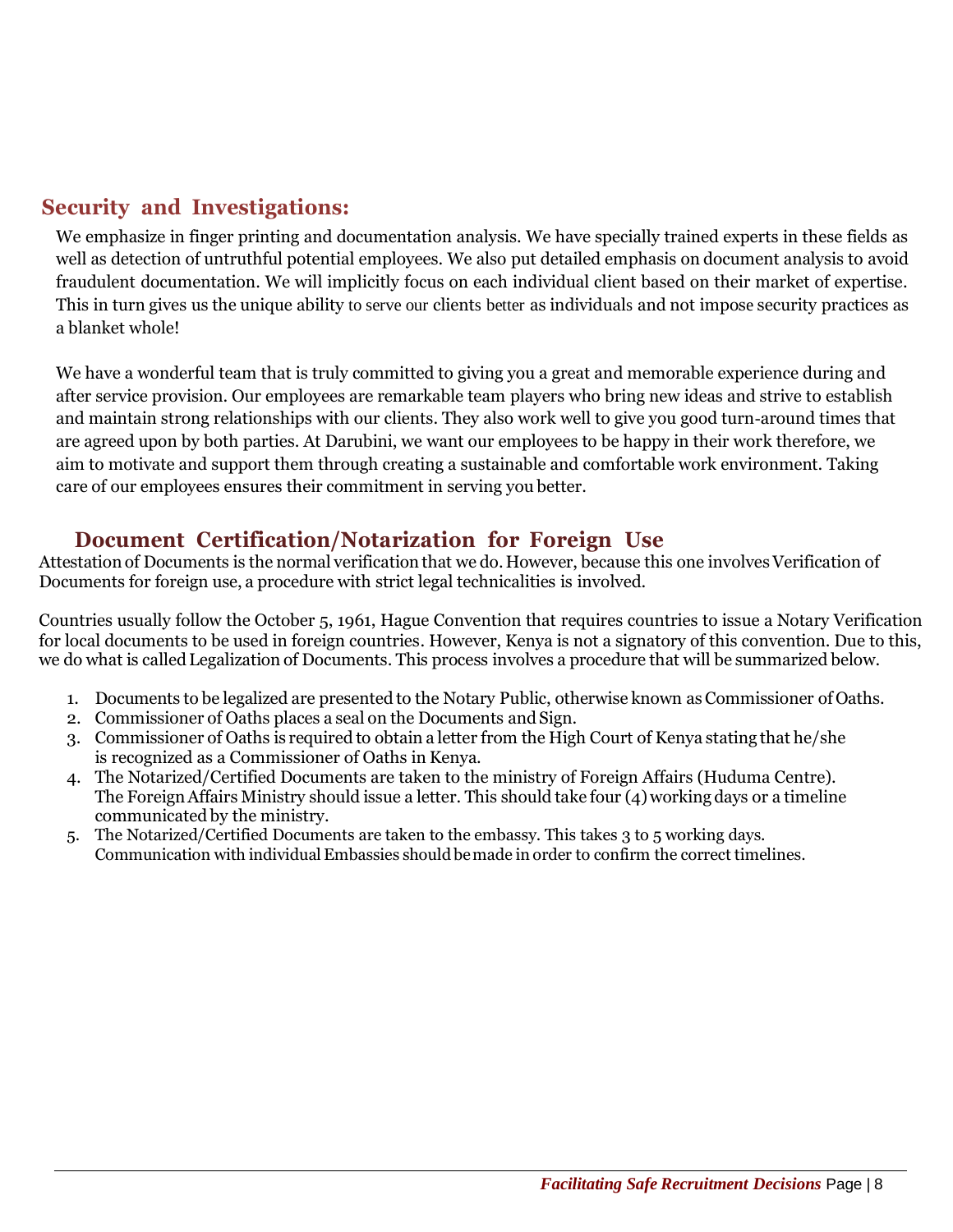## Security and Investigations:

We emphasize in finger printing and documentation analysis. We have specially trained experts in these fields as well as detection of untruthful potential employees. We also put detailed emphasis on document analysis to avoid fraudulent documentation. We will implicitly focus on each individual client based on their market of expertise. This in turn gives us the unique ability to serve our clients better as individuals and not impose security practices as a blanket whole!

We have a wonderful team that is truly committed to giving you a great and memorable experience during and after service provision. Our employees are remarkable team players who bring new ideas and strive to establish and maintain strong relationships with our clients. They also work well to give you good turn-around times that are agreed upon by both parties. At Darubini, we want our employees to be happy in their work therefore, we aim to motivate and support them through creating a sustainable and comfortable work environment. Taking care of our employees ensures their commitment in serving you better.

## Document Certification/Notarization for Foreign Use

Attestation of Documents is the normal verification that we do. However, because this one involves Verification of Documents for foreign use, a procedure with strict legal technicalities is involved.

Countries usually follow the October 5, 1961, Hague Convention that requires countries to issue a Notary Verification for local documents to be used in foreign countries. However, Kenya is not a signatory of this convention. Due to this, we do what is called Legalization of Documents. This process involves a procedure that will be summarized below.

1. Documents to be legalized are presented to the Notary Public, otherwise known as Commissioner of Oaths.
2. Commissioner of Oaths places a seal on the Documents and Sign.
3. Commissioner of Oaths is required to obtain a letter from the High Court of Kenya stating that he/she is recognized as a Commissioner of Oaths in Kenya.
4. The Notarized/Certified Documents are taken to the ministry of Foreign Affairs (Huduma Centre). The Foreign Affairs Ministry should issue a letter. This should take four (4) working days or a timeline communicated by the ministry.
5. The Notarized/Certified Documents are taken to the embassy. This takes 3 to 5 working days. Communication with individual Embassies should be made in order to confirm the correct timelines.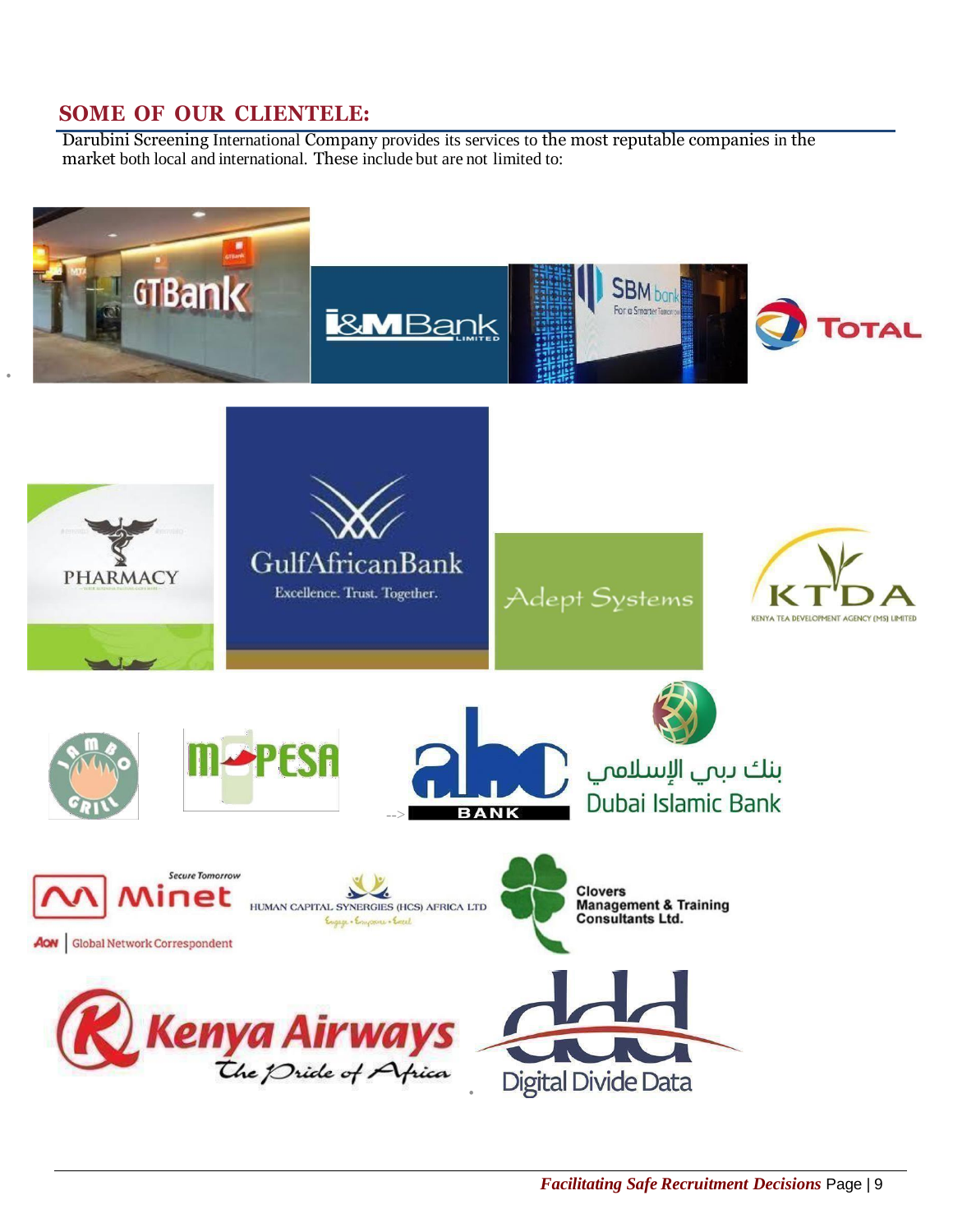## SOME OF OUR CLIENTELE:

Darubini Screening International Company provides its services to the most reputable companies in the market both local and international. These include but are not limited to: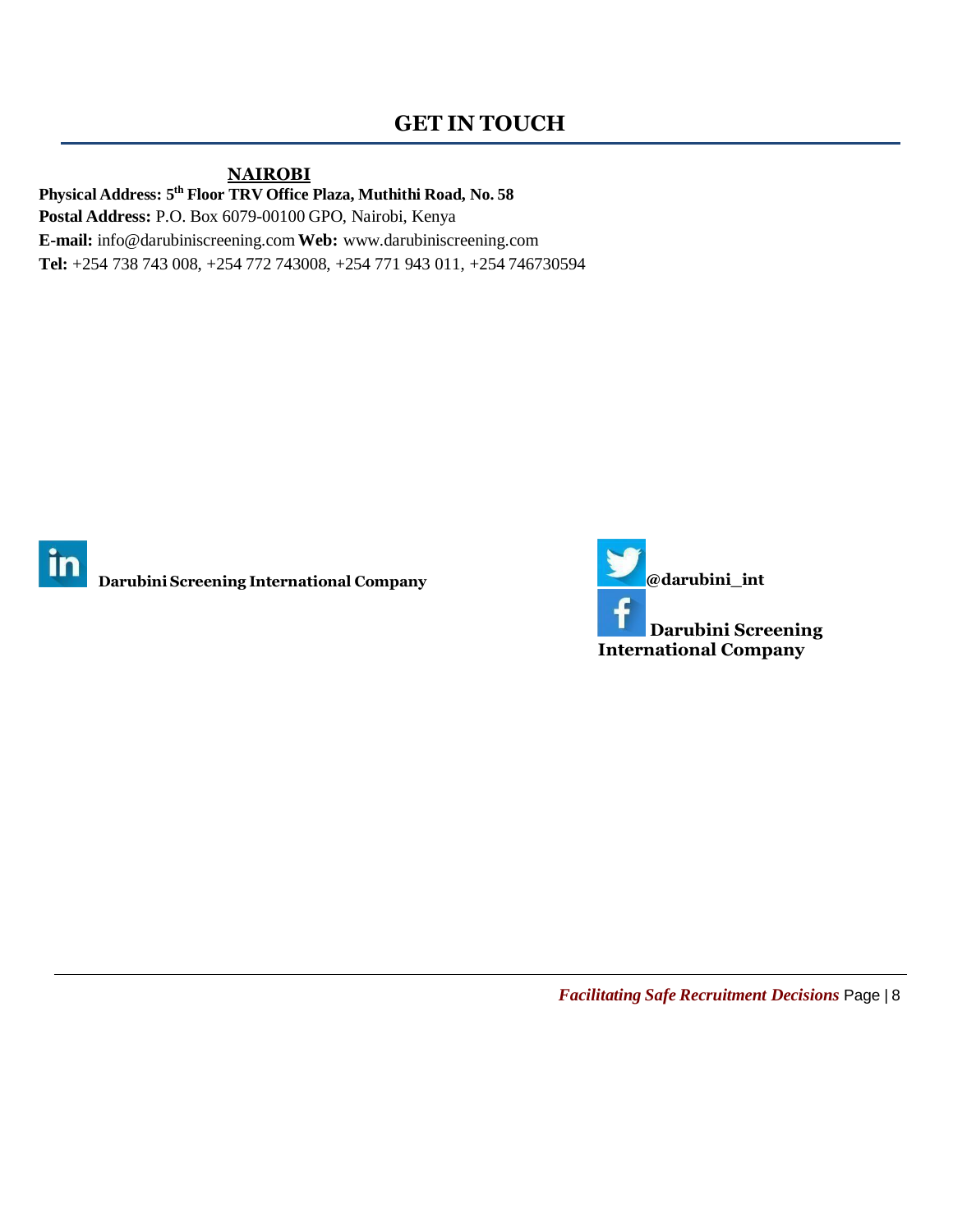## GET IN TOUCH

**NAIROBI**

**Physical Address: 5th Floor TRV Office Plaza, Muthithi Road, No. 58**
**Postal Address:** P.O. Box 6079-00100 GPO, Nairobi, Kenya
**E-mail:** info@darubiniscreening.com **Web:** www.darubiniscreening.com
**Tel:** +254 738 743 008, +254 772 743008, +254 771 943 011, +254 746730594

**Darubini Screening International Company**

**@darubini_int**

**Darubini Screening International Company**